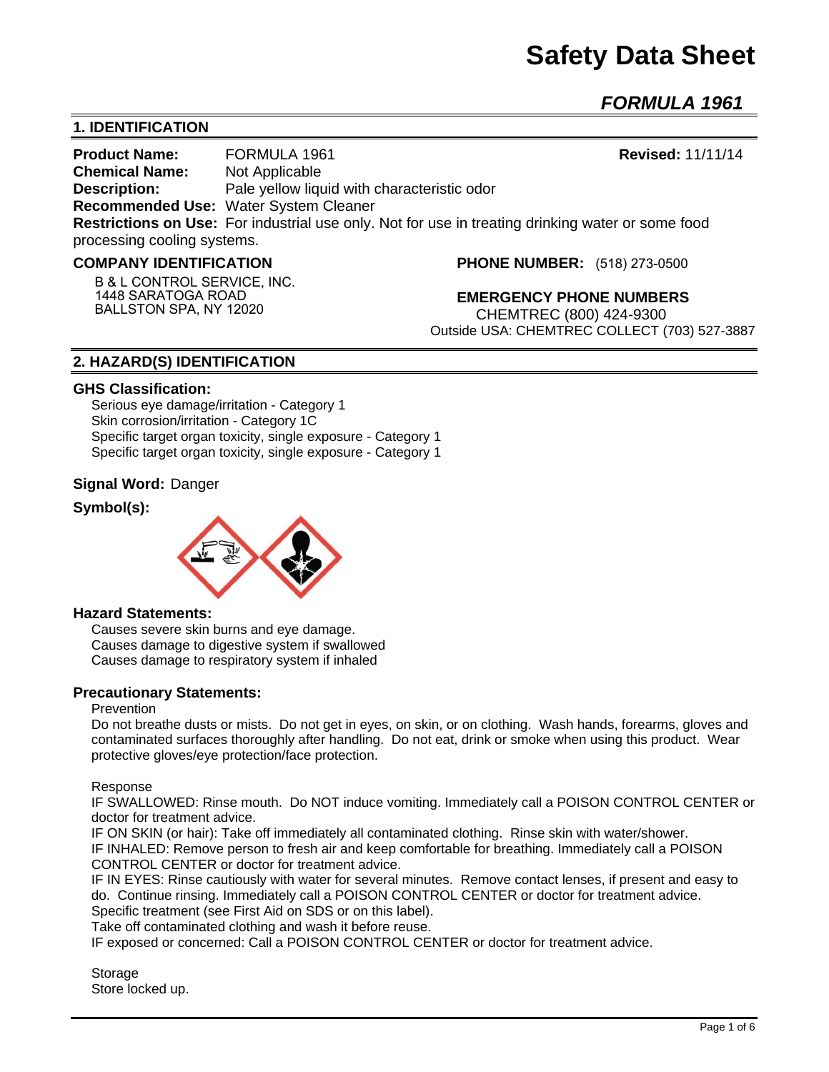# Safety Data Sheet

## *FORMULA 1961*

### 1. IDENTIFICATION

**Product Name:** FORMULA 1961 **Revised:** 11/11/14
**Chemical Name:** Not Applicable
**Description:** Pale yellow liquid with characteristic odor
**Recommended Use:** Water System Cleaner
**Restrictions on Use:** For industrial use only. Not for use in treating drinking water or some food processing cooling systems.

**COMPANY IDENTIFICATION**

B & L CONTROL SERVICE, INC.
1448 SARATOGA ROAD
BALLSTON SPA, NY 12020

**PHONE NUMBER:** (518) 273-0500

**EMERGENCY PHONE NUMBERS**
CHEMTREC (800) 424-9300
Outside USA: CHEMTREC COLLECT (703) 527-3887

### 2. HAZARD(S) IDENTIFICATION

**GHS Classification:**

Serious eye damage/irritation - Category 1
Skin corrosion/irritation - Category 1C
Specific target organ toxicity, single exposure - Category 1
Specific target organ toxicity, single exposure - Category 1

**Signal Word:** Danger

**Symbol(s):**

**Hazard Statements:**

Causes severe skin burns and eye damage.
Causes damage to digestive system if swallowed
Causes damage to respiratory system if inhaled

**Precautionary Statements:**

Prevention

Do not breathe dusts or mists. Do not get in eyes, on skin, or on clothing. Wash hands, forearms, gloves and contaminated surfaces thoroughly after handling. Do not eat, drink or smoke when using this product. Wear protective gloves/eye protection/face protection.

Response

IF SWALLOWED: Rinse mouth. Do NOT induce vomiting. Immediately call a POISON CONTROL CENTER or doctor for treatment advice.
IF ON SKIN (or hair): Take off immediately all contaminated clothing. Rinse skin with water/shower.
IF INHALED: Remove person to fresh air and keep comfortable for breathing. Immediately call a POISON CONTROL CENTER or doctor for treatment advice.
IF IN EYES: Rinse cautiously with water for several minutes. Remove contact lenses, if present and easy to do. Continue rinsing. Immediately call a POISON CONTROL CENTER or doctor for treatment advice.
Specific treatment (see First Aid on SDS or on this label).
Take off contaminated clothing and wash it before reuse.
IF exposed or concerned: Call a POISON CONTROL CENTER or doctor for treatment advice.

Storage
Store locked up.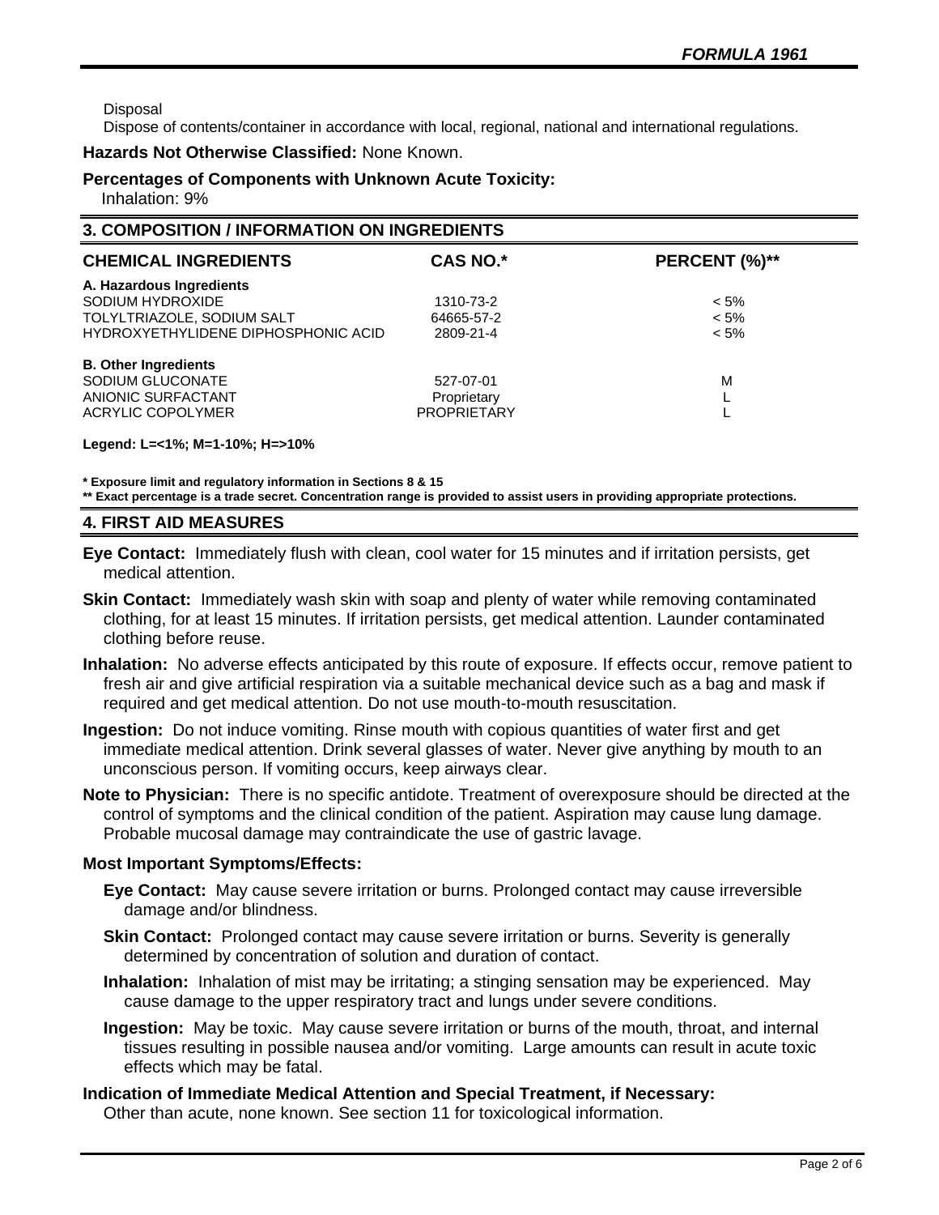Disposal
Dispose of contents/container in accordance with local, regional, national and international regulations.

**Hazards Not Otherwise Classified:** None Known.

**Percentages of Components with Unknown Acute Toxicity:**
Inhalation: 9%

## 3. COMPOSITION / INFORMATION ON INGREDIENTS

| CHEMICAL INGREDIENTS | CAS NO.* | PERCENT (%)** |
|---|---|---|
| **A. Hazardous Ingredients** | | |
| SODIUM HYDROXIDE | 1310-73-2 | < 5% |
| TOLYLTRIAZOLE, SODIUM SALT | 64665-57-2 | < 5% |
| HYDROXYETHYLIDENE DIPHOSPHONIC ACID | 2809-21-4 | < 5% |
| **B. Other Ingredients** | | |
| SODIUM GLUCONATE | 527-07-01 | M |
| ANIONIC SURFACTANT | Proprietary | L |
| ACRYLIC COPOLYMER | PROPRIETARY | L |

**Legend: L=<1%; M=1-10%; H=>10%**

**\* Exposure limit and regulatory information in Sections 8 & 15**
**\*\* Exact percentage is a trade secret. Concentration range is provided to assist users in providing appropriate protections.**

## 4. FIRST AID MEASURES

**Eye Contact:** Immediately flush with clean, cool water for 15 minutes and if irritation persists, get medical attention.

**Skin Contact:** Immediately wash skin with soap and plenty of water while removing contaminated clothing, for at least 15 minutes. If irritation persists, get medical attention. Launder contaminated clothing before reuse.

**Inhalation:** No adverse effects anticipated by this route of exposure. If effects occur, remove patient to fresh air and give artificial respiration via a suitable mechanical device such as a bag and mask if required and get medical attention. Do not use mouth-to-mouth resuscitation.

**Ingestion:** Do not induce vomiting. Rinse mouth with copious quantities of water first and get immediate medical attention. Drink several glasses of water. Never give anything by mouth to an unconscious person. If vomiting occurs, keep airways clear.

**Note to Physician:** There is no specific antidote. Treatment of overexposure should be directed at the control of symptoms and the clinical condition of the patient. Aspiration may cause lung damage. Probable mucosal damage may contraindicate the use of gastric lavage.

**Most Important Symptoms/Effects:**

**Eye Contact:** May cause severe irritation or burns. Prolonged contact may cause irreversible damage and/or blindness.

**Skin Contact:** Prolonged contact may cause severe irritation or burns. Severity is generally determined by concentration of solution and duration of contact.

**Inhalation:** Inhalation of mist may be irritating; a stinging sensation may be experienced. May cause damage to the upper respiratory tract and lungs under severe conditions.

**Ingestion:** May be toxic. May cause severe irritation or burns of the mouth, throat, and internal tissues resulting in possible nausea and/or vomiting. Large amounts can result in acute toxic effects which may be fatal.

**Indication of Immediate Medical Attention and Special Treatment, if Necessary:**
Other than acute, none known. See section 11 for toxicological information.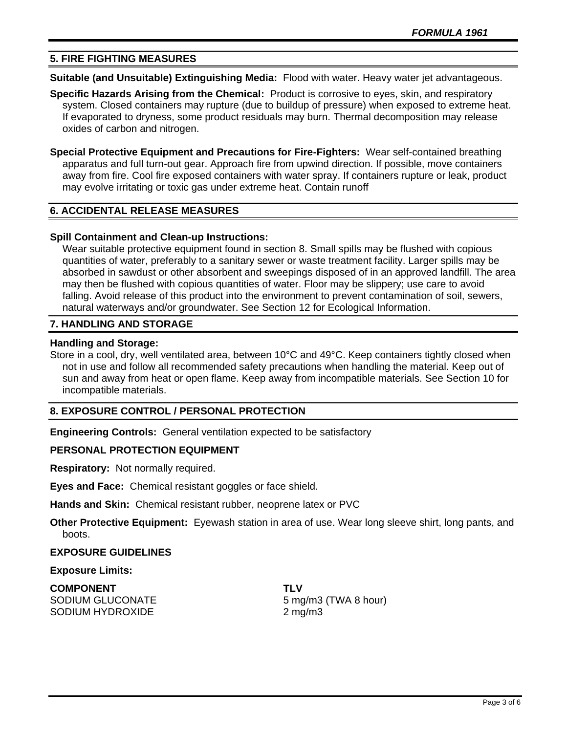## 5. FIRE FIGHTING MEASURES

**Suitable (and Unsuitable) Extinguishing Media:** Flood with water. Heavy water jet advantageous.

**Specific Hazards Arising from the Chemical:** Product is corrosive to eyes, skin, and respiratory system. Closed containers may rupture (due to buildup of pressure) when exposed to extreme heat. If evaporated to dryness, some product residuals may burn. Thermal decomposition may release oxides of carbon and nitrogen.

**Special Protective Equipment and Precautions for Fire-Fighters:** Wear self-contained breathing apparatus and full turn-out gear. Approach fire from upwind direction. If possible, move containers away from fire. Cool fire exposed containers with water spray. If containers rupture or leak, product may evolve irritating or toxic gas under extreme heat. Contain runoff

## 6. ACCIDENTAL RELEASE MEASURES

**Spill Containment and Clean-up Instructions:**

Wear suitable protective equipment found in section 8. Small spills may be flushed with copious quantities of water, preferably to a sanitary sewer or waste treatment facility. Larger spills may be absorbed in sawdust or other absorbent and sweepings disposed of in an approved landfill. The area may then be flushed with copious quantities of water. Floor may be slippery; use care to avoid falling. Avoid release of this product into the environment to prevent contamination of soil, sewers, natural waterways and/or groundwater. See Section 12 for Ecological Information.

## 7. HANDLING AND STORAGE

**Handling and Storage:**

Store in a cool, dry, well ventilated area, between 10°C and 49°C. Keep containers tightly closed when not in use and follow all recommended safety precautions when handling the material. Keep out of sun and away from heat or open flame. Keep away from incompatible materials. See Section 10 for incompatible materials.

## 8. EXPOSURE CONTROL / PERSONAL PROTECTION

**Engineering Controls:** General ventilation expected to be satisfactory

**PERSONAL PROTECTION EQUIPMENT**

**Respiratory:** Not normally required.

**Eyes and Face:** Chemical resistant goggles or face shield.

**Hands and Skin:** Chemical resistant rubber, neoprene latex or PVC

**Other Protective Equipment:** Eyewash station in area of use. Wear long sleeve shirt, long pants, and boots.

**EXPOSURE GUIDELINES**

**Exposure Limits:**

| COMPONENT | TLV |
|---|---|
| SODIUM GLUCONATE | 5 mg/m3 (TWA 8 hour) |
| SODIUM HYDROXIDE | 2 mg/m3 |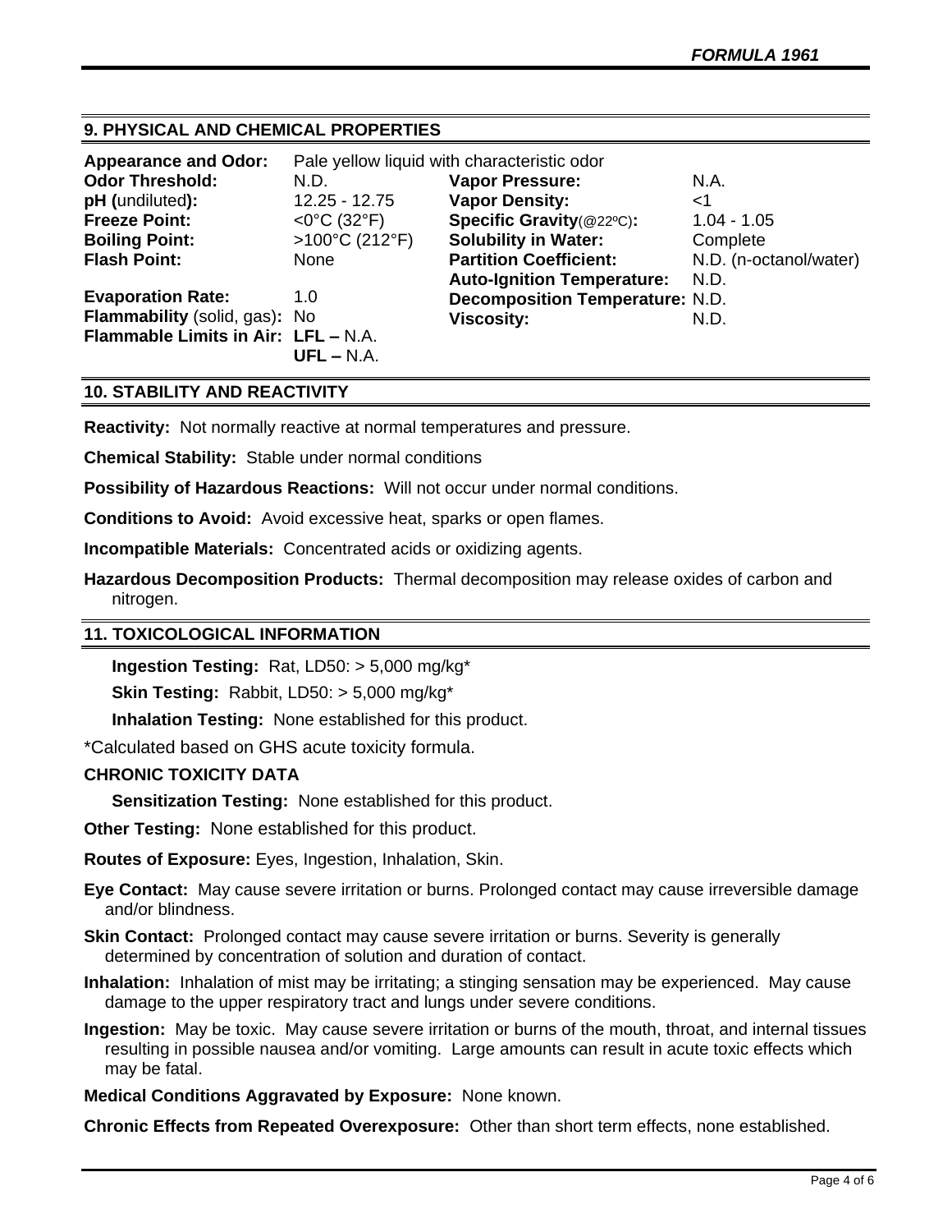## 9. PHYSICAL AND CHEMICAL PROPERTIES

**Appearance and Odor:** Pale yellow liquid with characteristic odor

| | | | |
|---|---|---|---|
| **Odor Threshold:** | N.D. | **Vapor Pressure:** | N.A. |
| **pH (**undiluted**):** | 12.25 - 12.75 | **Vapor Density:** | <1 |
| **Freeze Point:** | <0°C (32°F) | **Specific Gravity**(@22ºC)**:** | 1.04 - 1.05 |
| **Boiling Point:** | >100°C (212°F) | **Solubility in Water:** | Complete |
| **Flash Point:** | None | **Partition Coefficient:** | N.D. (n-octanol/water) |
| | | **Auto-Ignition Temperature:** | N.D. |
| **Evaporation Rate:** | 1.0 | **Decomposition Temperature:** | N.D. |
| **Flammability** (solid, gas)**:** | No | **Viscosity:** | N.D. |
| **Flammable Limits in Air:** | **LFL –** N.A. **UFL –** N.A. | | |

## 10. STABILITY AND REACTIVITY

**Reactivity:** Not normally reactive at normal temperatures and pressure.

**Chemical Stability:** Stable under normal conditions

**Possibility of Hazardous Reactions:** Will not occur under normal conditions.

**Conditions to Avoid:** Avoid excessive heat, sparks or open flames.

**Incompatible Materials:** Concentrated acids or oxidizing agents.

**Hazardous Decomposition Products:** Thermal decomposition may release oxides of carbon and nitrogen.

## 11. TOXICOLOGICAL INFORMATION

**Ingestion Testing:** Rat, LD50: > 5,000 mg/kg*

**Skin Testing:** Rabbit, LD50: > 5,000 mg/kg*

**Inhalation Testing:** None established for this product.

*Calculated based on GHS acute toxicity formula.

**CHRONIC TOXICITY DATA**

**Sensitization Testing:** None established for this product.

**Other Testing:** None established for this product.

**Routes of Exposure:** Eyes, Ingestion, Inhalation, Skin.

**Eye Contact:** May cause severe irritation or burns. Prolonged contact may cause irreversible damage and/or blindness.

**Skin Contact:** Prolonged contact may cause severe irritation or burns. Severity is generally determined by concentration of solution and duration of contact.

**Inhalation:** Inhalation of mist may be irritating; a stinging sensation may be experienced. May cause damage to the upper respiratory tract and lungs under severe conditions.

**Ingestion:** May be toxic. May cause severe irritation or burns of the mouth, throat, and internal tissues resulting in possible nausea and/or vomiting. Large amounts can result in acute toxic effects which may be fatal.

**Medical Conditions Aggravated by Exposure:** None known.

**Chronic Effects from Repeated Overexposure:** Other than short term effects, none established.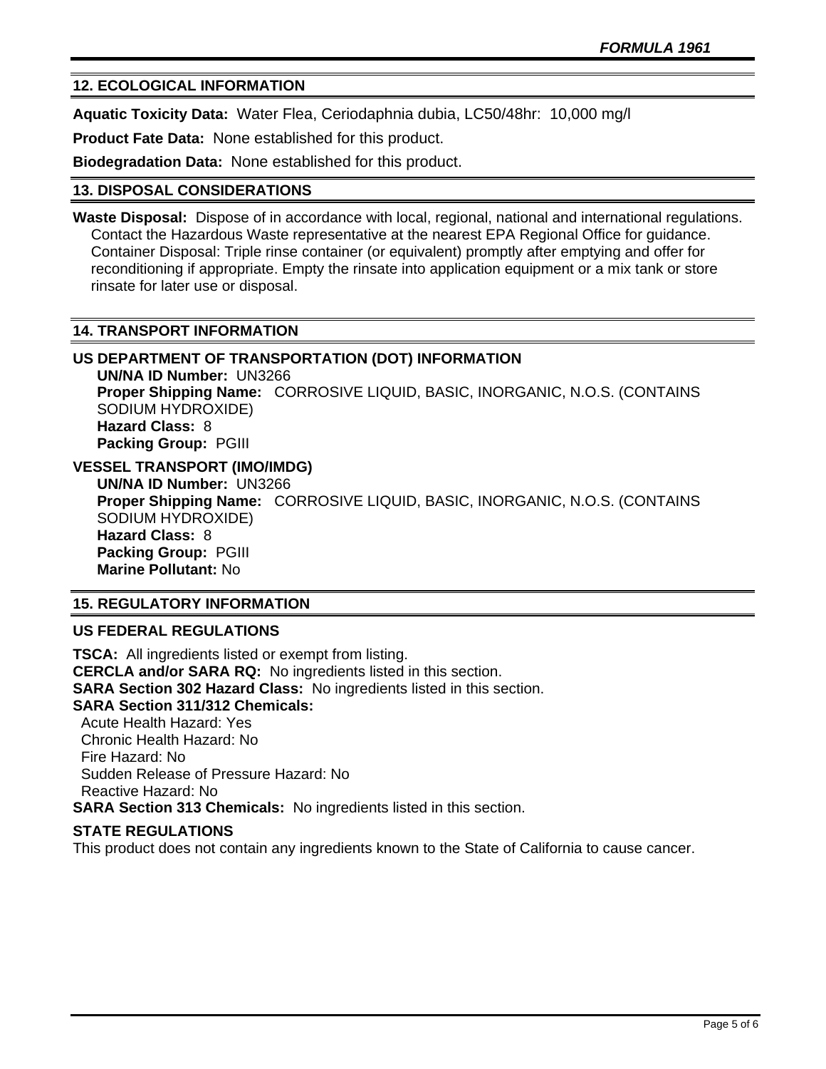## 12. ECOLOGICAL INFORMATION

**Aquatic Toxicity Data:** Water Flea, Ceriodaphnia dubia, LC50/48hr: 10,000 mg/l

**Product Fate Data:** None established for this product.

**Biodegradation Data:** None established for this product.

## 13. DISPOSAL CONSIDERATIONS

**Waste Disposal:** Dispose of in accordance with local, regional, national and international regulations. Contact the Hazardous Waste representative at the nearest EPA Regional Office for guidance. Container Disposal: Triple rinse container (or equivalent) promptly after emptying and offer for reconditioning if appropriate. Empty the rinsate into application equipment or a mix tank or store rinsate for later use or disposal.

## 14. TRANSPORT INFORMATION

### US DEPARTMENT OF TRANSPORTATION (DOT) INFORMATION

**UN/NA ID Number:** UN3266
**Proper Shipping Name:** CORROSIVE LIQUID, BASIC, INORGANIC, N.O.S. (CONTAINS SODIUM HYDROXIDE)
**Hazard Class:** 8
**Packing Group:** PGIII

### VESSEL TRANSPORT (IMO/IMDG)

**UN/NA ID Number:** UN3266
**Proper Shipping Name:** CORROSIVE LIQUID, BASIC, INORGANIC, N.O.S. (CONTAINS SODIUM HYDROXIDE)
**Hazard Class:** 8
**Packing Group:** PGIII
**Marine Pollutant:** No

## 15. REGULATORY INFORMATION

### US FEDERAL REGULATIONS

**TSCA:** All ingredients listed or exempt from listing.
**CERCLA and/or SARA RQ:** No ingredients listed in this section.
**SARA Section 302 Hazard Class:** No ingredients listed in this section.
**SARA Section 311/312 Chemicals:**
Acute Health Hazard: Yes
Chronic Health Hazard: No
Fire Hazard: No
Sudden Release of Pressure Hazard: No
Reactive Hazard: No
**SARA Section 313 Chemicals:** No ingredients listed in this section.

### STATE REGULATIONS

This product does not contain any ingredients known to the State of California to cause cancer.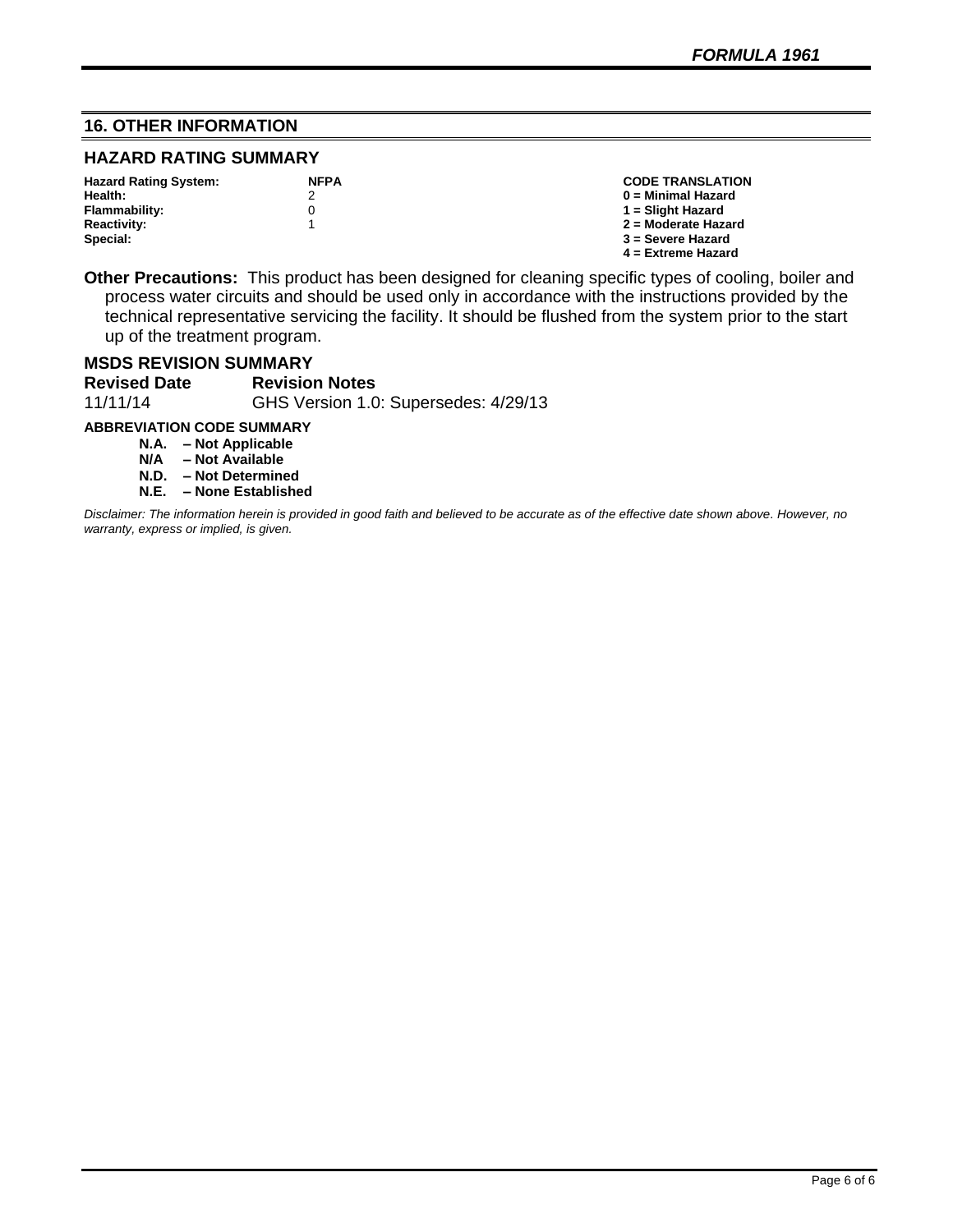## 16. OTHER INFORMATION

### HAZARD RATING SUMMARY

| Hazard Rating System: | NFPA |
|---|---|
| Health: | 2 |
| Flammability: | 0 |
| Reactivity: | 1 |
| Special: | |

**CODE TRANSLATION**
**0 = Minimal Hazard**
**1 = Slight Hazard**
**2 = Moderate Hazard**
**3 = Severe Hazard**
**4 = Extreme Hazard**

**Other Precautions:** This product has been designed for cleaning specific types of cooling, boiler and process water circuits and should be used only in accordance with the instructions provided by the technical representative servicing the facility. It should be flushed from the system prior to the start up of the treatment program.

### MSDS REVISION SUMMARY

| Revised Date | Revision Notes |
|---|---|
| 11/11/14 | GHS Version 1.0: Supersedes: 4/29/13 |

**ABBREVIATION CODE SUMMARY**

- **N.A. – Not Applicable**
- **N/A – Not Available**
- **N.D. – Not Determined**
- **N.E. – None Established**

*Disclaimer: The information herein is provided in good faith and believed to be accurate as of the effective date shown above. However, no warranty, express or implied, is given.*